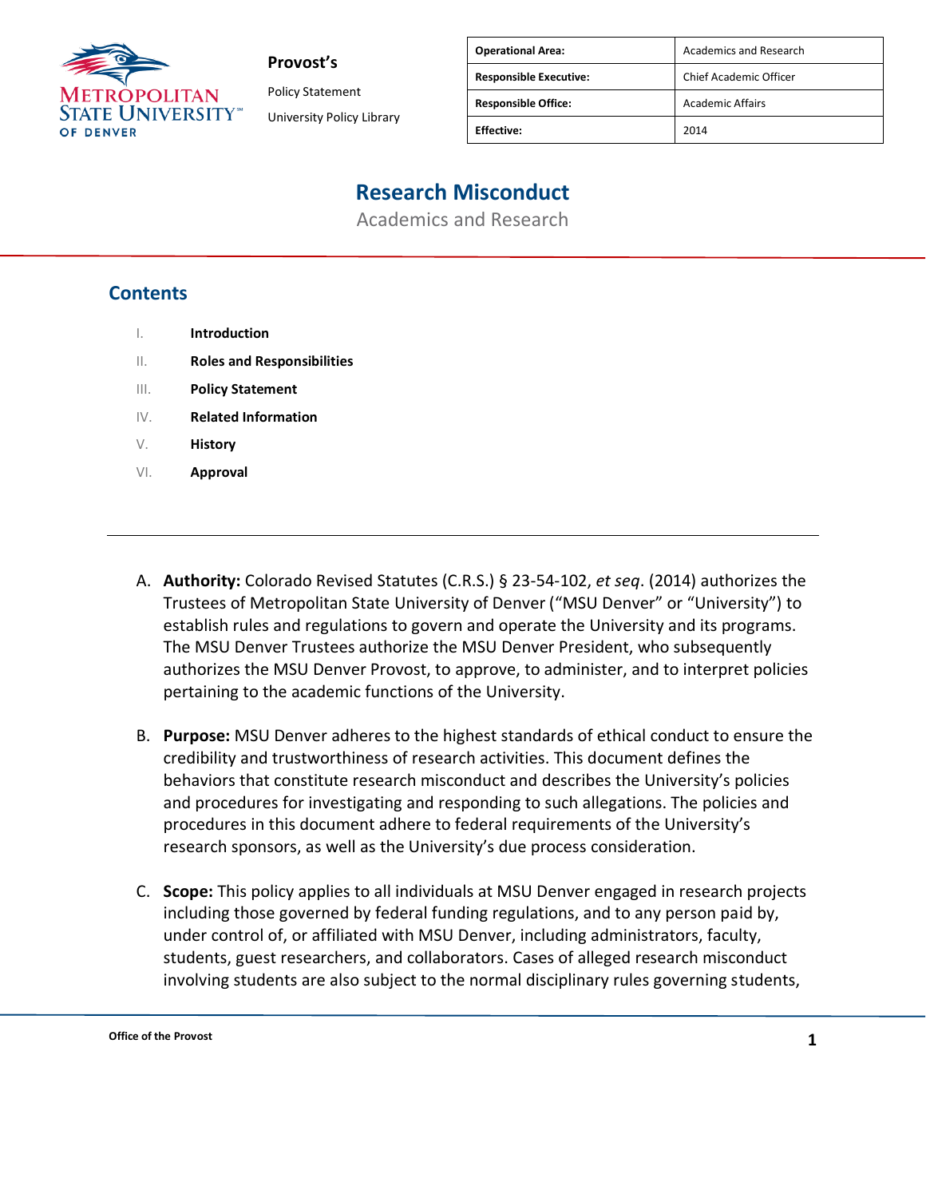**Provost's**

Policy Statement

University Policy Library

| Operational Area: | Academics and Research |
|---|---|
| Responsible Executive: | Chief Academic Officer |
| Responsible Office: | Academic Affairs |
| Effective: | 2014 |

# Research Misconduct

Academics and Research

## Contents

I. **Introduction**

II. **Roles and Responsibilities**

III. **Policy Statement**

IV. **Related Information**

V. **History**

VI. **Approval**

---

A. **Authority:** Colorado Revised Statutes (C.R.S.) § 23-54-102, *et seq*. (2014) authorizes the Trustees of Metropolitan State University of Denver ("MSU Denver" or "University") to establish rules and regulations to govern and operate the University and its programs. The MSU Denver Trustees authorize the MSU Denver President, who subsequently authorizes the MSU Denver Provost, to approve, to administer, and to interpret policies pertaining to the academic functions of the University.

B. **Purpose:** MSU Denver adheres to the highest standards of ethical conduct to ensure the credibility and trustworthiness of research activities. This document defines the behaviors that constitute research misconduct and describes the University's policies and procedures for investigating and responding to such allegations. The policies and procedures in this document adhere to federal requirements of the University's research sponsors, as well as the University's due process consideration.

C. **Scope:** This policy applies to all individuals at MSU Denver engaged in research projects including those governed by federal funding regulations, and to any person paid by, under control of, or affiliated with MSU Denver, including administrators, faculty, students, guest researchers, and collaborators. Cases of alleged research misconduct involving students are also subject to the normal disciplinary rules governing students,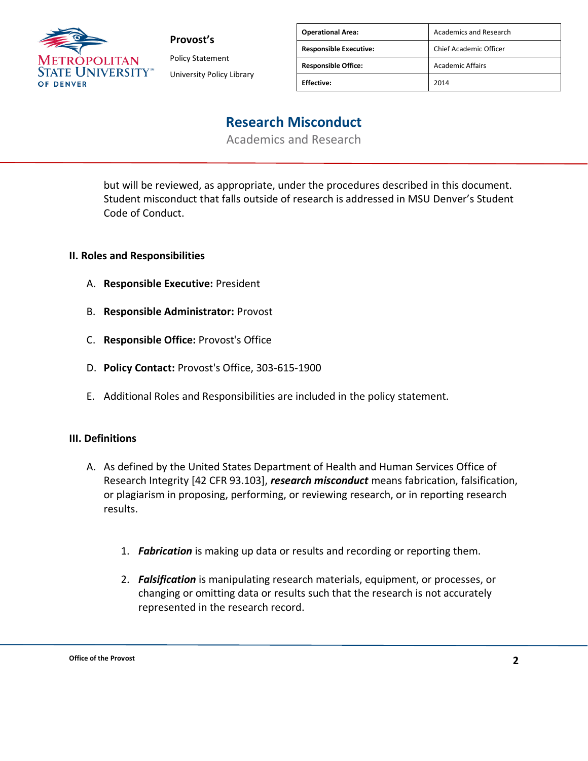but will be reviewed, as appropriate, under the procedures described in this document. Student misconduct that falls outside of research is addressed in MSU Denver's Student Code of Conduct.

## II. Roles and Responsibilities

A. **Responsible Executive:** President

B. **Responsible Administrator:** Provost

C. **Responsible Office:** Provost's Office

D. **Policy Contact:** Provost's Office, 303-615-1900

E. Additional Roles and Responsibilities are included in the policy statement.

## III. Definitions

A. As defined by the United States Department of Health and Human Services Office of Research Integrity [42 CFR 93.103], ***research misconduct*** means fabrication, falsification, or plagiarism in proposing, performing, or reviewing research, or in reporting research results.

   1. ***Fabrication*** is making up data or results and recording or reporting them.

   2. ***Falsification*** is manipulating research materials, equipment, or processes, or changing or omitting data or results such that the research is not accurately represented in the research record.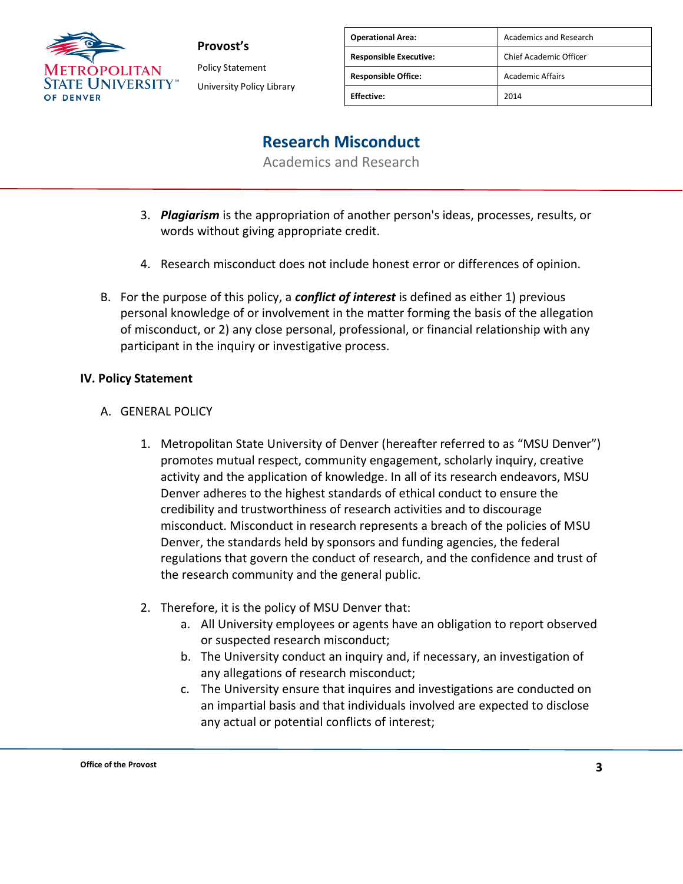3. ***Plagiarism*** is the appropriation of another person's ideas, processes, results, or words without giving appropriate credit.

4. Research misconduct does not include honest error or differences of opinion.

B. For the purpose of this policy, a ***conflict of interest*** is defined as either 1) previous personal knowledge of or involvement in the matter forming the basis of the allegation of misconduct, or 2) any close personal, professional, or financial relationship with any participant in the inquiry or investigative process.

## IV. Policy Statement

A. GENERAL POLICY

1. Metropolitan State University of Denver (hereafter referred to as "MSU Denver") promotes mutual respect, community engagement, scholarly inquiry, creative activity and the application of knowledge. In all of its research endeavors, MSU Denver adheres to the highest standards of ethical conduct to ensure the credibility and trustworthiness of research activities and to discourage misconduct. Misconduct in research represents a breach of the policies of MSU Denver, the standards held by sponsors and funding agencies, the federal regulations that govern the conduct of research, and the confidence and trust of the research community and the general public.

2. Therefore, it is the policy of MSU Denver that:
   a. All University employees or agents have an obligation to report observed or suspected research misconduct;
   b. The University conduct an inquiry and, if necessary, an investigation of any allegations of research misconduct;
   c. The University ensure that inquires and investigations are conducted on an impartial basis and that individuals involved are expected to disclose any actual or potential conflicts of interest;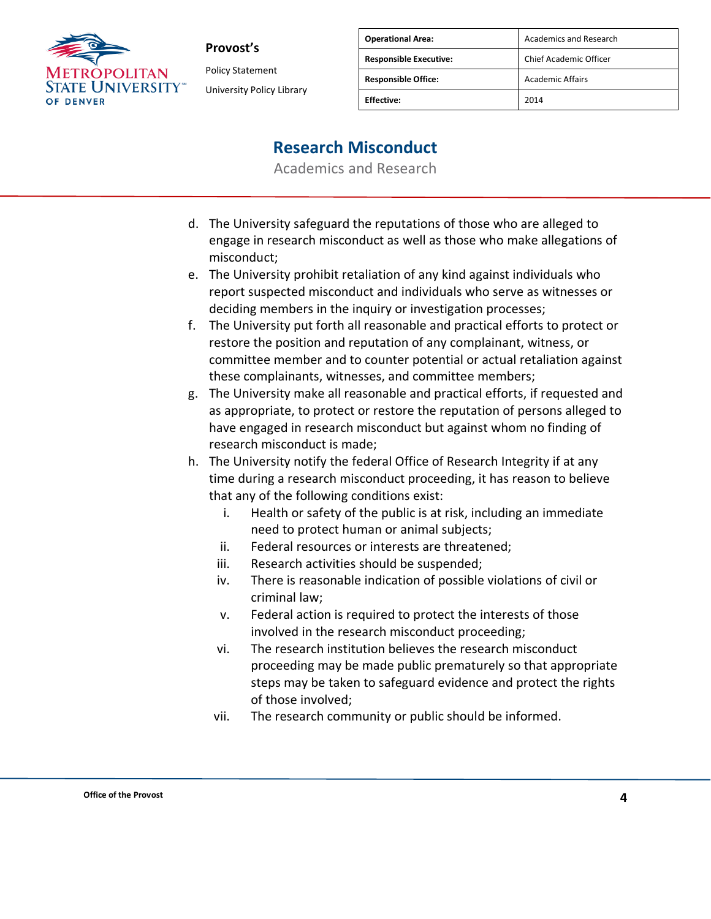d. The University safeguard the reputations of those who are alleged to engage in research misconduct as well as those who make allegations of misconduct;
e. The University prohibit retaliation of any kind against individuals who report suspected misconduct and individuals who serve as witnesses or deciding members in the inquiry or investigation processes;
f. The University put forth all reasonable and practical efforts to protect or restore the position and reputation of any complainant, witness, or committee member and to counter potential or actual retaliation against these complainants, witnesses, and committee members;
g. The University make all reasonable and practical efforts, if requested and as appropriate, to protect or restore the reputation of persons alleged to have engaged in research misconduct but against whom no finding of research misconduct is made;
h. The University notify the federal Office of Research Integrity if at any time during a research misconduct proceeding, it has reason to believe that any of the following conditions exist:
    i. Health or safety of the public is at risk, including an immediate need to protect human or animal subjects;
    ii. Federal resources or interests are threatened;
    iii. Research activities should be suspended;
    iv. There is reasonable indication of possible violations of civil or criminal law;
    v. Federal action is required to protect the interests of those involved in the research misconduct proceeding;
    vi. The research institution believes the research misconduct proceeding may be made public prematurely so that appropriate steps may be taken to safeguard evidence and protect the rights of those involved;
    vii. The research community or public should be informed.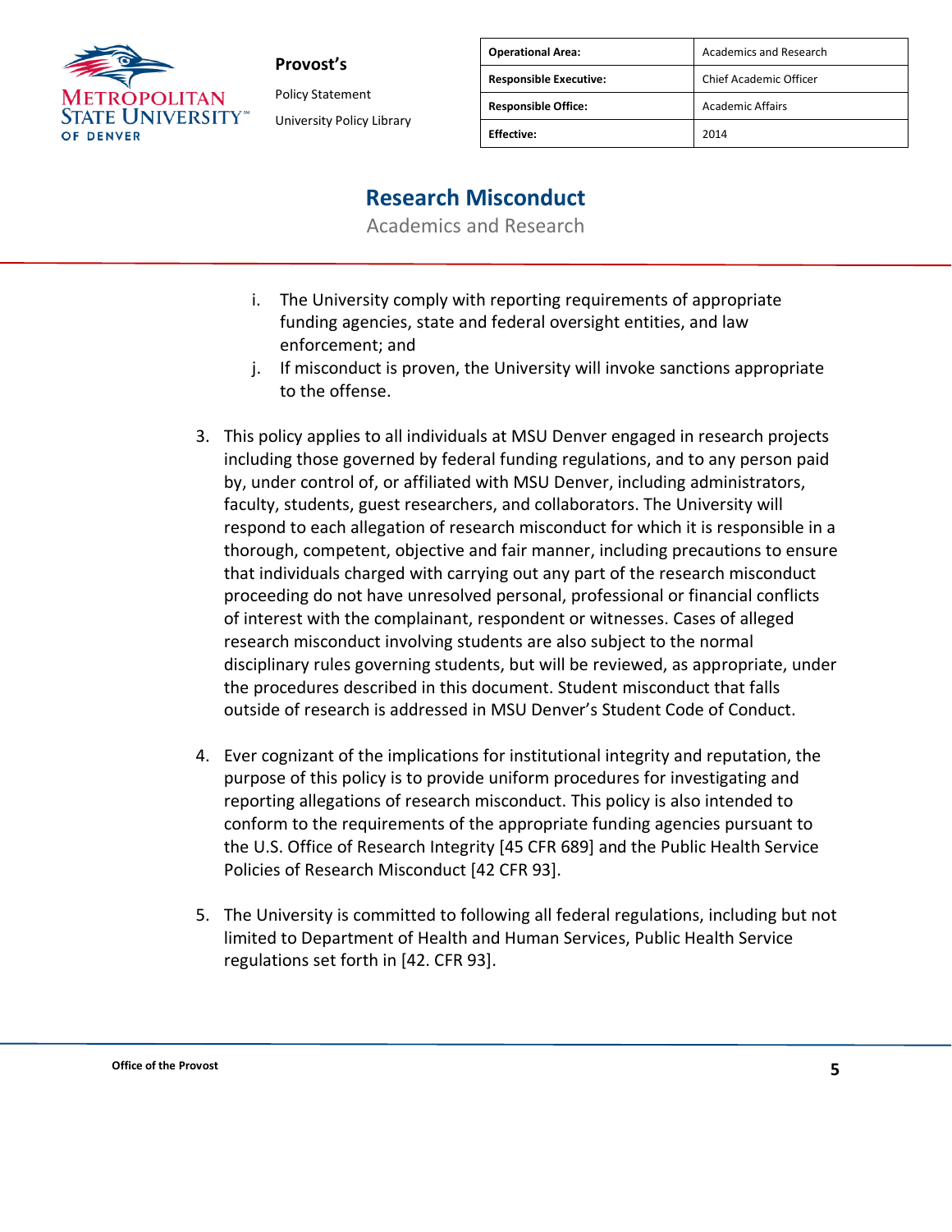i. The University comply with reporting requirements of appropriate funding agencies, state and federal oversight entities, and law enforcement; and
   j. If misconduct is proven, the University will invoke sanctions appropriate to the offense.

3. This policy applies to all individuals at MSU Denver engaged in research projects including those governed by federal funding regulations, and to any person paid by, under control of, or affiliated with MSU Denver, including administrators, faculty, students, guest researchers, and collaborators. The University will respond to each allegation of research misconduct for which it is responsible in a thorough, competent, objective and fair manner, including precautions to ensure that individuals charged with carrying out any part of the research misconduct proceeding do not have unresolved personal, professional or financial conflicts of interest with the complainant, respondent or witnesses. Cases of alleged research misconduct involving students are also subject to the normal disciplinary rules governing students, but will be reviewed, as appropriate, under the procedures described in this document. Student misconduct that falls outside of research is addressed in MSU Denver's Student Code of Conduct.

4. Ever cognizant of the implications for institutional integrity and reputation, the purpose of this policy is to provide uniform procedures for investigating and reporting allegations of research misconduct. This policy is also intended to conform to the requirements of the appropriate funding agencies pursuant to the U.S. Office of Research Integrity [45 CFR 689] and the Public Health Service Policies of Research Misconduct [42 CFR 93].

5. The University is committed to following all federal regulations, including but not limited to Department of Health and Human Services, Public Health Service regulations set forth in [42. CFR 93].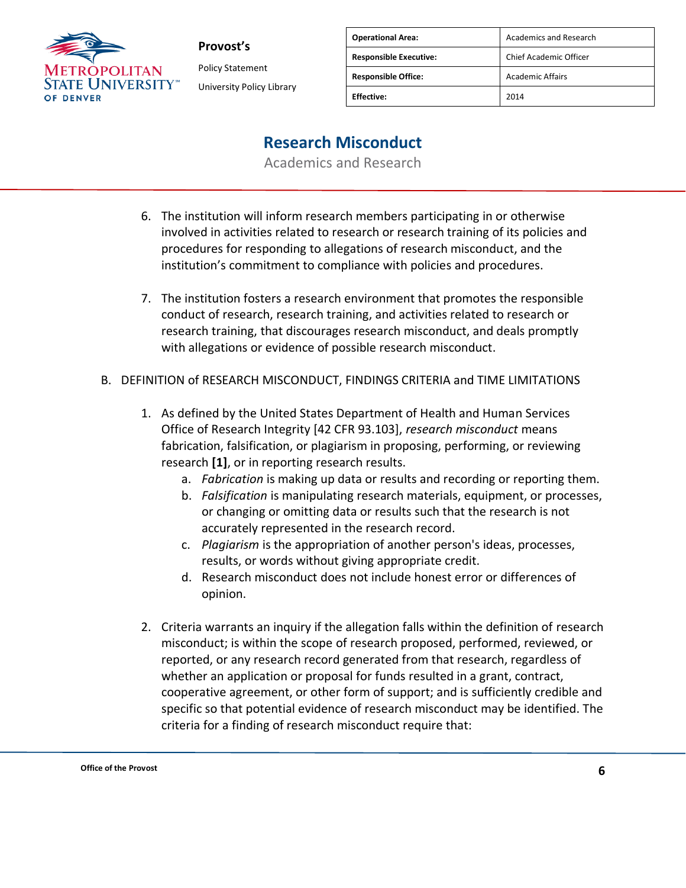6. The institution will inform research members participating in or otherwise involved in activities related to research or research training of its policies and procedures for responding to allegations of research misconduct, and the institution's commitment to compliance with policies and procedures.

7. The institution fosters a research environment that promotes the responsible conduct of research, research training, and activities related to research or research training, that discourages research misconduct, and deals promptly with allegations or evidence of possible research misconduct.

B. DEFINITION of RESEARCH MISCONDUCT, FINDINGS CRITERIA and TIME LIMITATIONS

1. As defined by the United States Department of Health and Human Services Office of Research Integrity [42 CFR 93.103], *research misconduct* means fabrication, falsification, or plagiarism in proposing, performing, or reviewing research **[1]**, or in reporting research results.
   a. *Fabrication* is making up data or results and recording or reporting them.
   b. *Falsification* is manipulating research materials, equipment, or processes, or changing or omitting data or results such that the research is not accurately represented in the research record.
   c. *Plagiarism* is the appropriation of another person's ideas, processes, results, or words without giving appropriate credit.
   d. Research misconduct does not include honest error or differences of opinion.

2. Criteria warrants an inquiry if the allegation falls within the definition of research misconduct; is within the scope of research proposed, performed, reviewed, or reported, or any research record generated from that research, regardless of whether an application or proposal for funds resulted in a grant, contract, cooperative agreement, or other form of support; and is sufficiently credible and specific so that potential evidence of research misconduct may be identified. The criteria for a finding of research misconduct require that: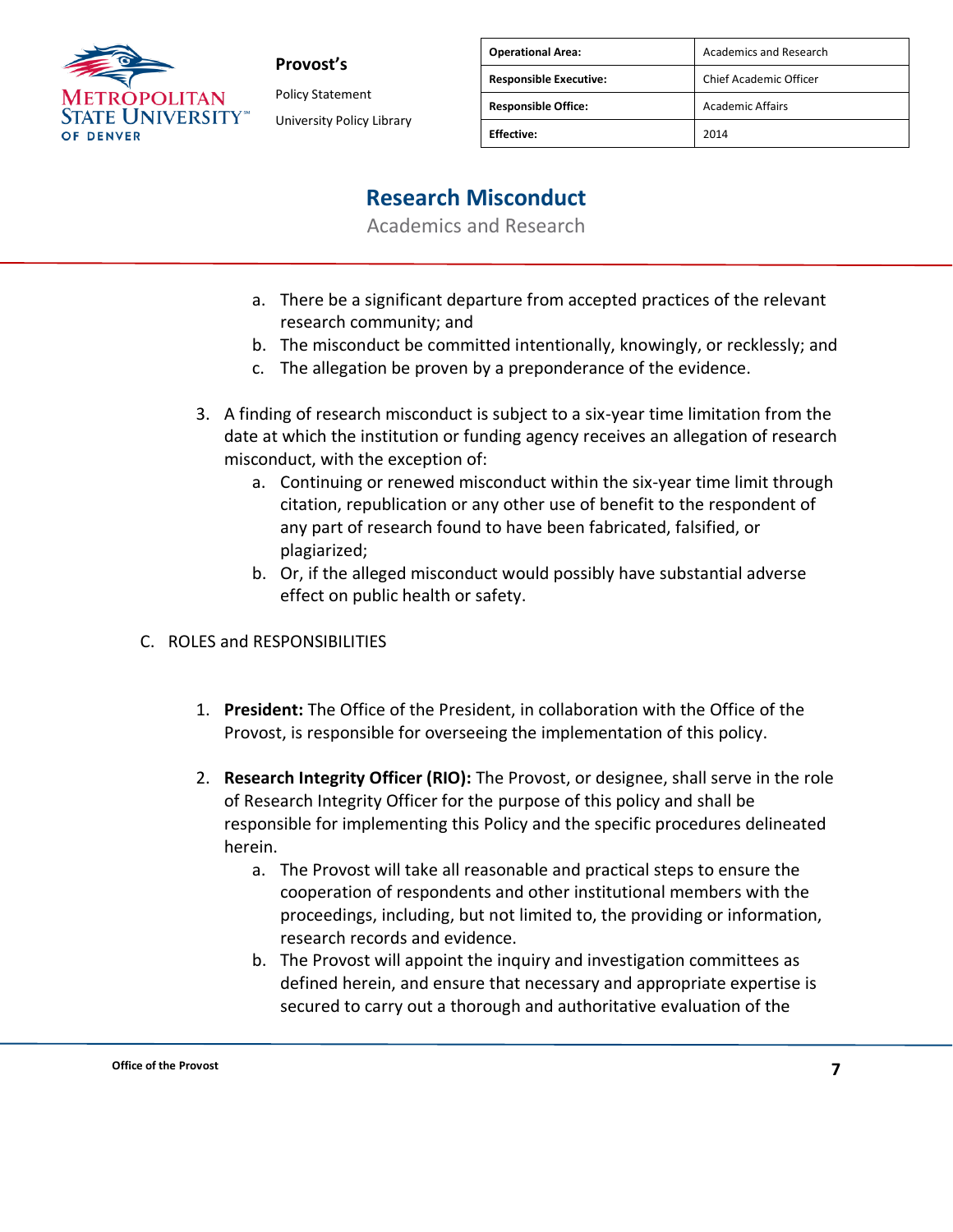a. There be a significant departure from accepted practices of the relevant research community; and
   b. The misconduct be committed intentionally, knowingly, or recklessly; and
   c. The allegation be proven by a preponderance of the evidence.

3. A finding of research misconduct is subject to a six-year time limitation from the date at which the institution or funding agency receives an allegation of research misconduct, with the exception of:
   a. Continuing or renewed misconduct within the six-year time limit through citation, republication or any other use of benefit to the respondent of any part of research found to have been fabricated, falsified, or plagiarized;
   b. Or, if the alleged misconduct would possibly have substantial adverse effect on public health or safety.

C. ROLES and RESPONSIBILITIES

1. **President:** The Office of the President, in collaboration with the Office of the Provost, is responsible for overseeing the implementation of this policy.

2. **Research Integrity Officer (RIO):** The Provost, or designee, shall serve in the role of Research Integrity Officer for the purpose of this policy and shall be responsible for implementing this Policy and the specific procedures delineated herein.
   a. The Provost will take all reasonable and practical steps to ensure the cooperation of respondents and other institutional members with the proceedings, including, but not limited to, the providing or information, research records and evidence.
   b. The Provost will appoint the inquiry and investigation committees as defined herein, and ensure that necessary and appropriate expertise is secured to carry out a thorough and authoritative evaluation of the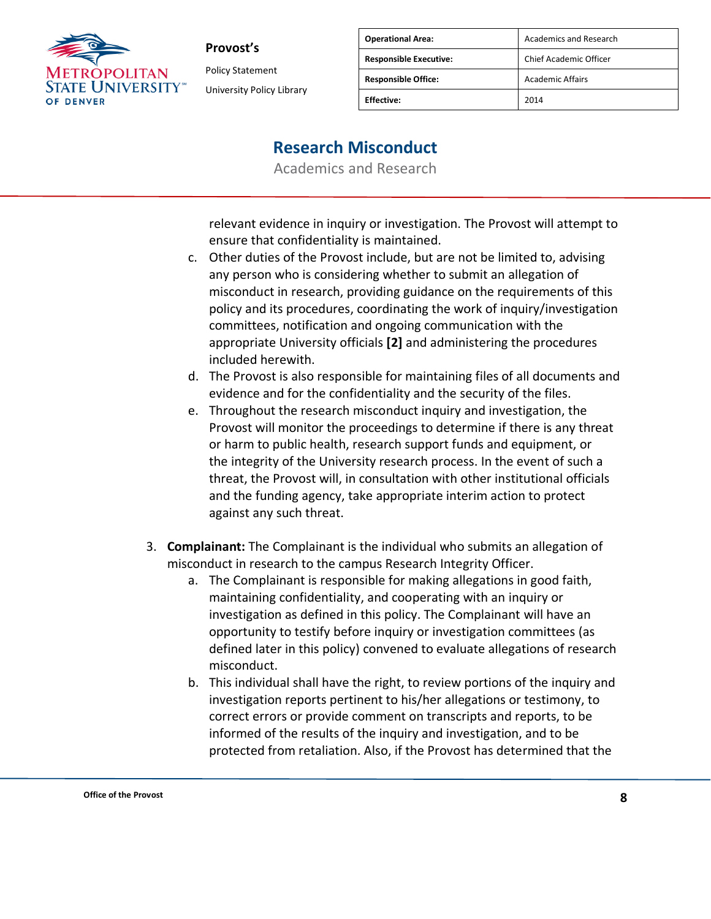relevant evidence in inquiry or investigation. The Provost will attempt to ensure that confidentiality is maintained.

c. Other duties of the Provost include, but are not be limited to, advising any person who is considering whether to submit an allegation of misconduct in research, providing guidance on the requirements of this policy and its procedures, coordinating the work of inquiry/investigation committees, notification and ongoing communication with the appropriate University officials **[2]** and administering the procedures included herewith.

d. The Provost is also responsible for maintaining files of all documents and evidence and for the confidentiality and the security of the files.

e. Throughout the research misconduct inquiry and investigation, the Provost will monitor the proceedings to determine if there is any threat or harm to public health, research support funds and equipment, or the integrity of the University research process. In the event of such a threat, the Provost will, in consultation with other institutional officials and the funding agency, take appropriate interim action to protect against any such threat.

3. **Complainant:** The Complainant is the individual who submits an allegation of misconduct in research to the campus Research Integrity Officer.

    a. The Complainant is responsible for making allegations in good faith, maintaining confidentiality, and cooperating with an inquiry or investigation as defined in this policy. The Complainant will have an opportunity to testify before inquiry or investigation committees (as defined later in this policy) convened to evaluate allegations of research misconduct.

    b. This individual shall have the right, to review portions of the inquiry and investigation reports pertinent to his/her allegations or testimony, to correct errors or provide comment on transcripts and reports, to be informed of the results of the inquiry and investigation, and to be protected from retaliation. Also, if the Provost has determined that the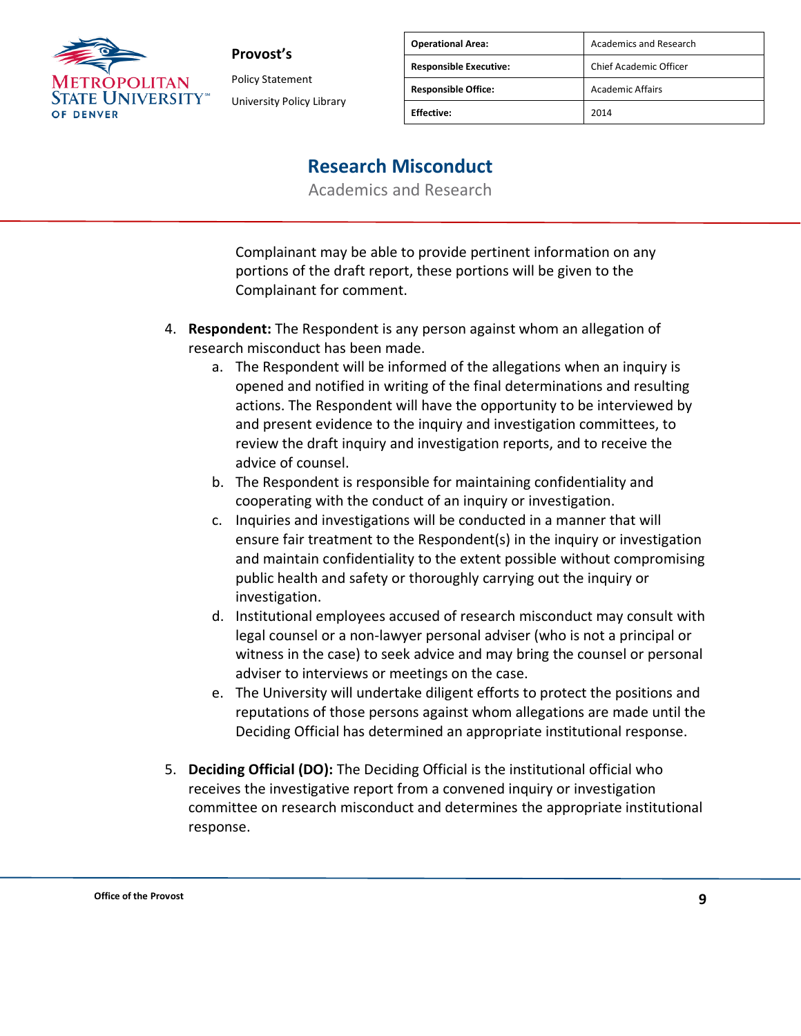Complainant may be able to provide pertinent information on any portions of the draft report, these portions will be given to the Complainant for comment.

4. **Respondent:** The Respondent is any person against whom an allegation of research misconduct has been made.
    a. The Respondent will be informed of the allegations when an inquiry is opened and notified in writing of the final determinations and resulting actions. The Respondent will have the opportunity to be interviewed by and present evidence to the inquiry and investigation committees, to review the draft inquiry and investigation reports, and to receive the advice of counsel.
    b. The Respondent is responsible for maintaining confidentiality and cooperating with the conduct of an inquiry or investigation.
    c. Inquiries and investigations will be conducted in a manner that will ensure fair treatment to the Respondent(s) in the inquiry or investigation and maintain confidentiality to the extent possible without compromising public health and safety or thoroughly carrying out the inquiry or investigation.
    d. Institutional employees accused of research misconduct may consult with legal counsel or a non-lawyer personal adviser (who is not a principal or witness in the case) to seek advice and may bring the counsel or personal adviser to interviews or meetings on the case.
    e. The University will undertake diligent efforts to protect the positions and reputations of those persons against whom allegations are made until the Deciding Official has determined an appropriate institutional response.

5. **Deciding Official (DO):** The Deciding Official is the institutional official who receives the investigative report from a convened inquiry or investigation committee on research misconduct and determines the appropriate institutional response.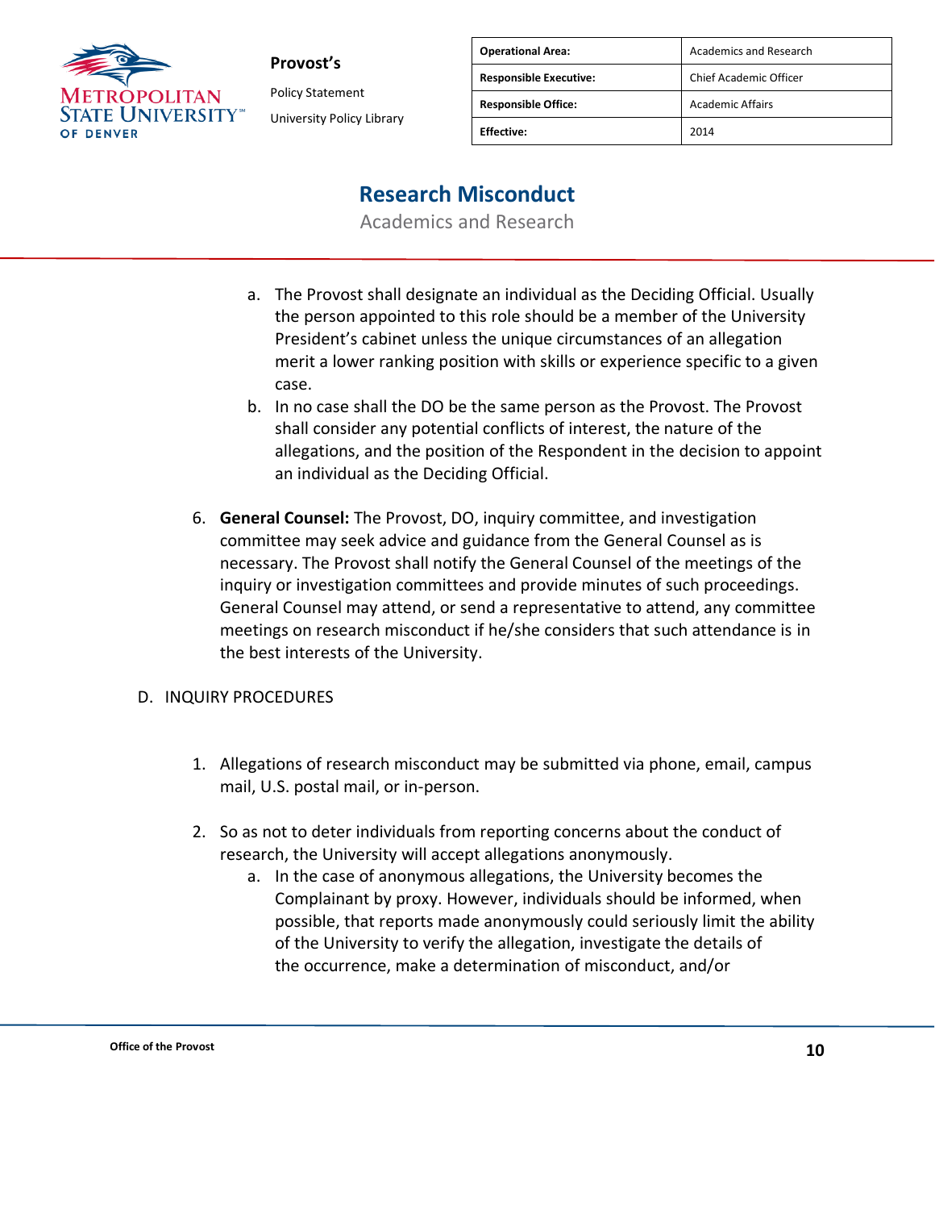a. The Provost shall designate an individual as the Deciding Official. Usually the person appointed to this role should be a member of the University President's cabinet unless the unique circumstances of an allegation merit a lower ranking position with skills or experience specific to a given case.
   b. In no case shall the DO be the same person as the Provost. The Provost shall consider any potential conflicts of interest, the nature of the allegations, and the position of the Respondent in the decision to appoint an individual as the Deciding Official.

6. **General Counsel:** The Provost, DO, inquiry committee, and investigation committee may seek advice and guidance from the General Counsel as is necessary. The Provost shall notify the General Counsel of the meetings of the inquiry or investigation committees and provide minutes of such proceedings. General Counsel may attend, or send a representative to attend, any committee meetings on research misconduct if he/she considers that such attendance is in the best interests of the University.

D. INQUIRY PROCEDURES

1. Allegations of research misconduct may be submitted via phone, email, campus mail, U.S. postal mail, or in-person.

2. So as not to deter individuals from reporting concerns about the conduct of research, the University will accept allegations anonymously.
   a. In the case of anonymous allegations, the University becomes the Complainant by proxy. However, individuals should be informed, when possible, that reports made anonymously could seriously limit the ability of the University to verify the allegation, investigate the details of the occurrence, make a determination of misconduct, and/or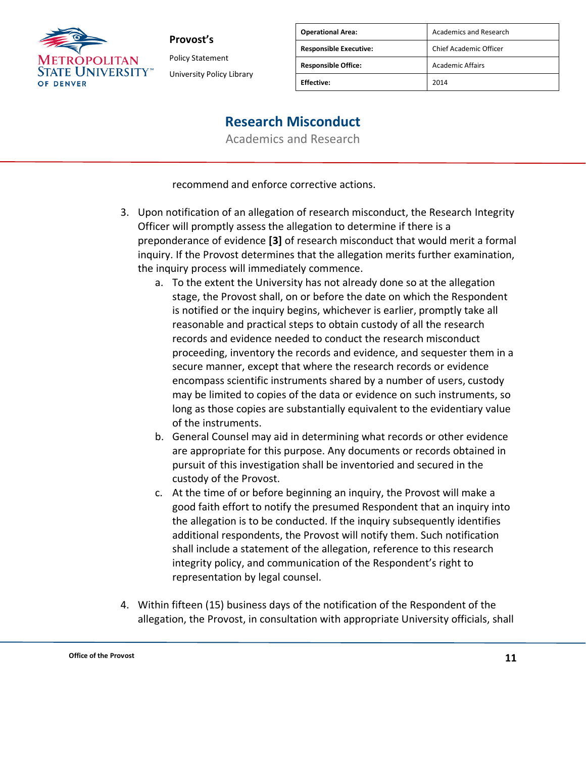recommend and enforce corrective actions.

3. Upon notification of an allegation of research misconduct, the Research Integrity Officer will promptly assess the allegation to determine if there is a preponderance of evidence **[3]** of research misconduct that would merit a formal inquiry. If the Provost determines that the allegation merits further examination, the inquiry process will immediately commence.
   a. To the extent the University has not already done so at the allegation stage, the Provost shall, on or before the date on which the Respondent is notified or the inquiry begins, whichever is earlier, promptly take all reasonable and practical steps to obtain custody of all the research records and evidence needed to conduct the research misconduct proceeding, inventory the records and evidence, and sequester them in a secure manner, except that where the research records or evidence encompass scientific instruments shared by a number of users, custody may be limited to copies of the data or evidence on such instruments, so long as those copies are substantially equivalent to the evidentiary value of the instruments.
   b. General Counsel may aid in determining what records or other evidence are appropriate for this purpose. Any documents or records obtained in pursuit of this investigation shall be inventoried and secured in the custody of the Provost.
   c. At the time of or before beginning an inquiry, the Provost will make a good faith effort to notify the presumed Respondent that an inquiry into the allegation is to be conducted. If the inquiry subsequently identifies additional respondents, the Provost will notify them. Such notification shall include a statement of the allegation, reference to this research integrity policy, and communication of the Respondent's right to representation by legal counsel.

4. Within fifteen (15) business days of the notification of the Respondent of the allegation, the Provost, in consultation with appropriate University officials, shall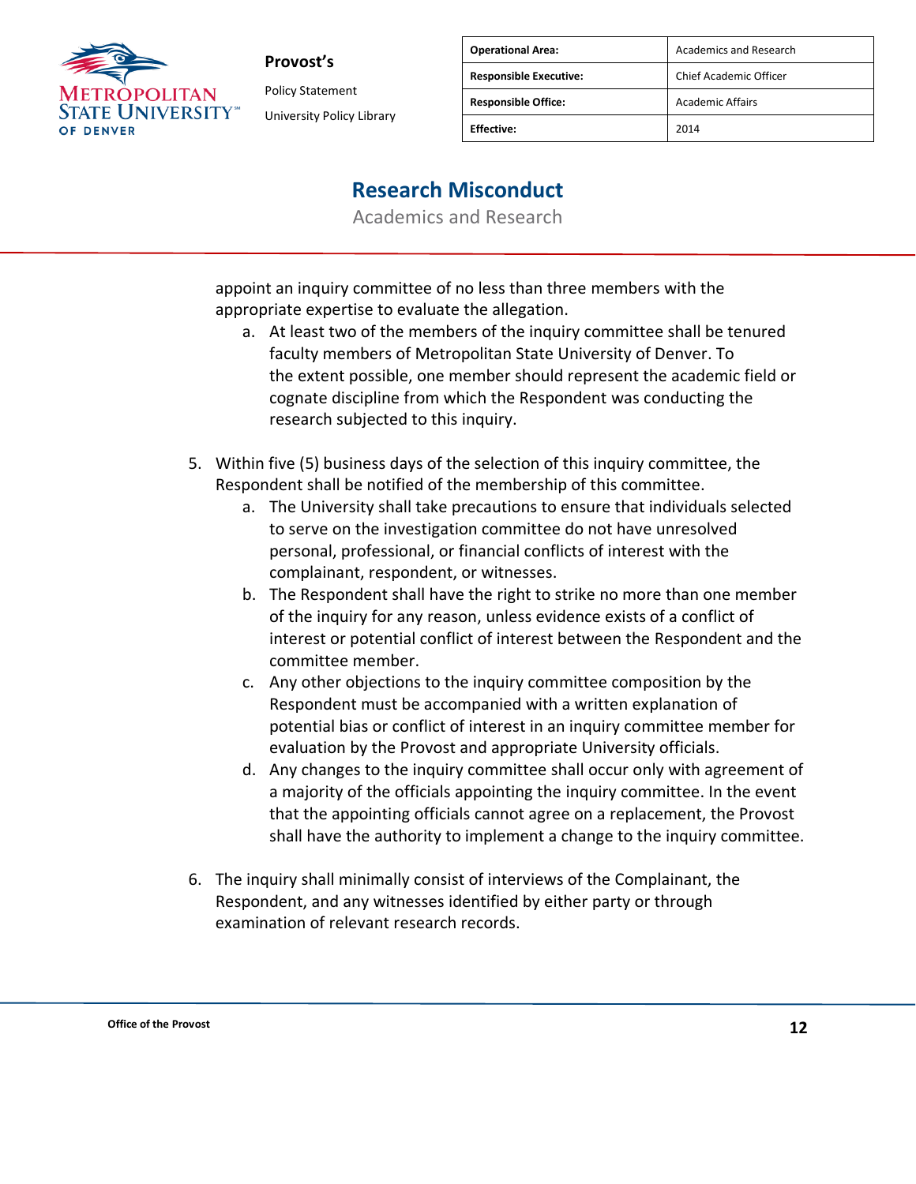appoint an inquiry committee of no less than three members with the appropriate expertise to evaluate the allegation.

   a. At least two of the members of the inquiry committee shall be tenured faculty members of Metropolitan State University of Denver. To the extent possible, one member should represent the academic field or cognate discipline from which the Respondent was conducting the research subjected to this inquiry.

5. Within five (5) business days of the selection of this inquiry committee, the Respondent shall be notified of the membership of this committee.
   a. The University shall take precautions to ensure that individuals selected to serve on the investigation committee do not have unresolved personal, professional, or financial conflicts of interest with the complainant, respondent, or witnesses.
   b. The Respondent shall have the right to strike no more than one member of the inquiry for any reason, unless evidence exists of a conflict of interest or potential conflict of interest between the Respondent and the committee member.
   c. Any other objections to the inquiry committee composition by the Respondent must be accompanied with a written explanation of potential bias or conflict of interest in an inquiry committee member for evaluation by the Provost and appropriate University officials.
   d. Any changes to the inquiry committee shall occur only with agreement of a majority of the officials appointing the inquiry committee. In the event that the appointing officials cannot agree on a replacement, the Provost shall have the authority to implement a change to the inquiry committee.

6. The inquiry shall minimally consist of interviews of the Complainant, the Respondent, and any witnesses identified by either party or through examination of relevant research records.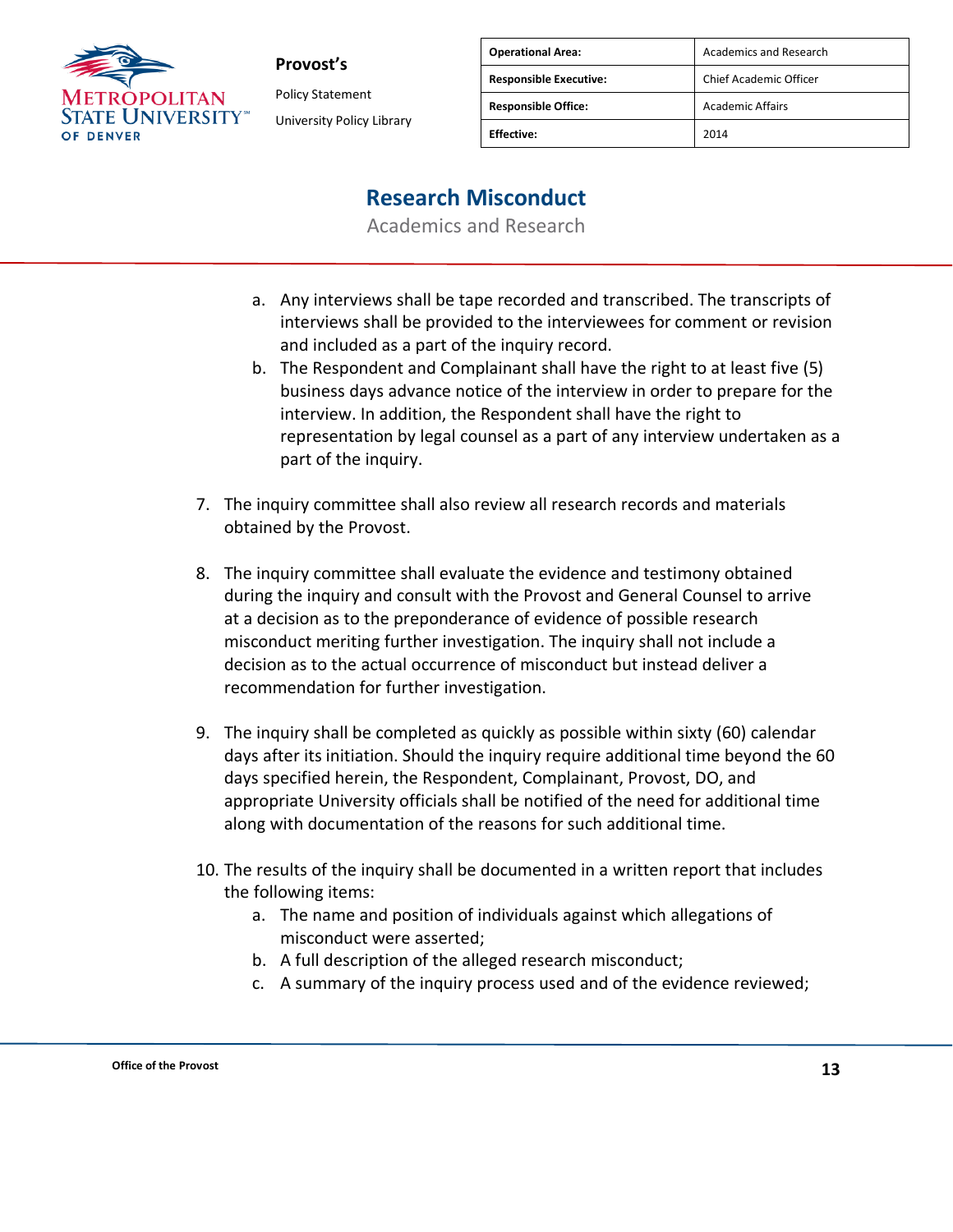a. Any interviews shall be tape recorded and transcribed. The transcripts of interviews shall be provided to the interviewees for comment or revision and included as a part of the inquiry record.
   b. The Respondent and Complainant shall have the right to at least five (5) business days advance notice of the interview in order to prepare for the interview. In addition, the Respondent shall have the right to representation by legal counsel as a part of any interview undertaken as a part of the inquiry.

7. The inquiry committee shall also review all research records and materials obtained by the Provost.

8. The inquiry committee shall evaluate the evidence and testimony obtained during the inquiry and consult with the Provost and General Counsel to arrive at a decision as to the preponderance of evidence of possible research misconduct meriting further investigation. The inquiry shall not include a decision as to the actual occurrence of misconduct but instead deliver a recommendation for further investigation.

9. The inquiry shall be completed as quickly as possible within sixty (60) calendar days after its initiation. Should the inquiry require additional time beyond the 60 days specified herein, the Respondent, Complainant, Provost, DO, and appropriate University officials shall be notified of the need for additional time along with documentation of the reasons for such additional time.

10. The results of the inquiry shall be documented in a written report that includes the following items:
    a. The name and position of individuals against which allegations of misconduct were asserted;
    b. A full description of the alleged research misconduct;
    c. A summary of the inquiry process used and of the evidence reviewed;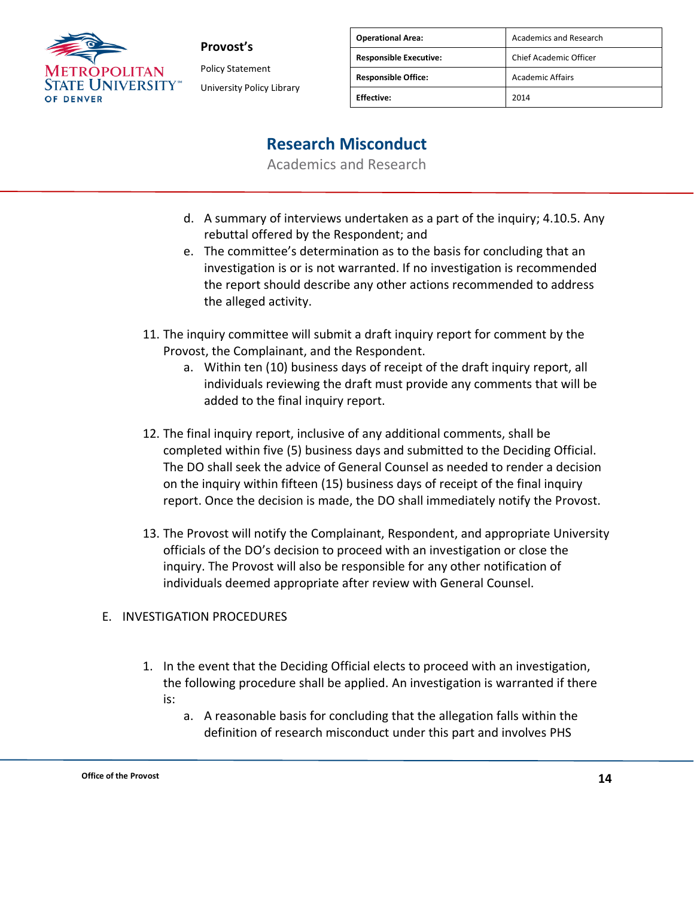d. A summary of interviews undertaken as a part of the inquiry; 4.10.5. Any rebuttal offered by the Respondent; and
   e. The committee's determination as to the basis for concluding that an investigation is or is not warranted. If no investigation is recommended the report should describe any other actions recommended to address the alleged activity.

11. The inquiry committee will submit a draft inquiry report for comment by the Provost, the Complainant, and the Respondent.
    a. Within ten (10) business days of receipt of the draft inquiry report, all individuals reviewing the draft must provide any comments that will be added to the final inquiry report.

12. The final inquiry report, inclusive of any additional comments, shall be completed within five (5) business days and submitted to the Deciding Official. The DO shall seek the advice of General Counsel as needed to render a decision on the inquiry within fifteen (15) business days of receipt of the final inquiry report. Once the decision is made, the DO shall immediately notify the Provost.

13. The Provost will notify the Complainant, Respondent, and appropriate University officials of the DO's decision to proceed with an investigation or close the inquiry. The Provost will also be responsible for any other notification of individuals deemed appropriate after review with General Counsel.

E. INVESTIGATION PROCEDURES

1. In the event that the Deciding Official elects to proceed with an investigation, the following procedure shall be applied. An investigation is warranted if there is:
   a. A reasonable basis for concluding that the allegation falls within the definition of research misconduct under this part and involves PHS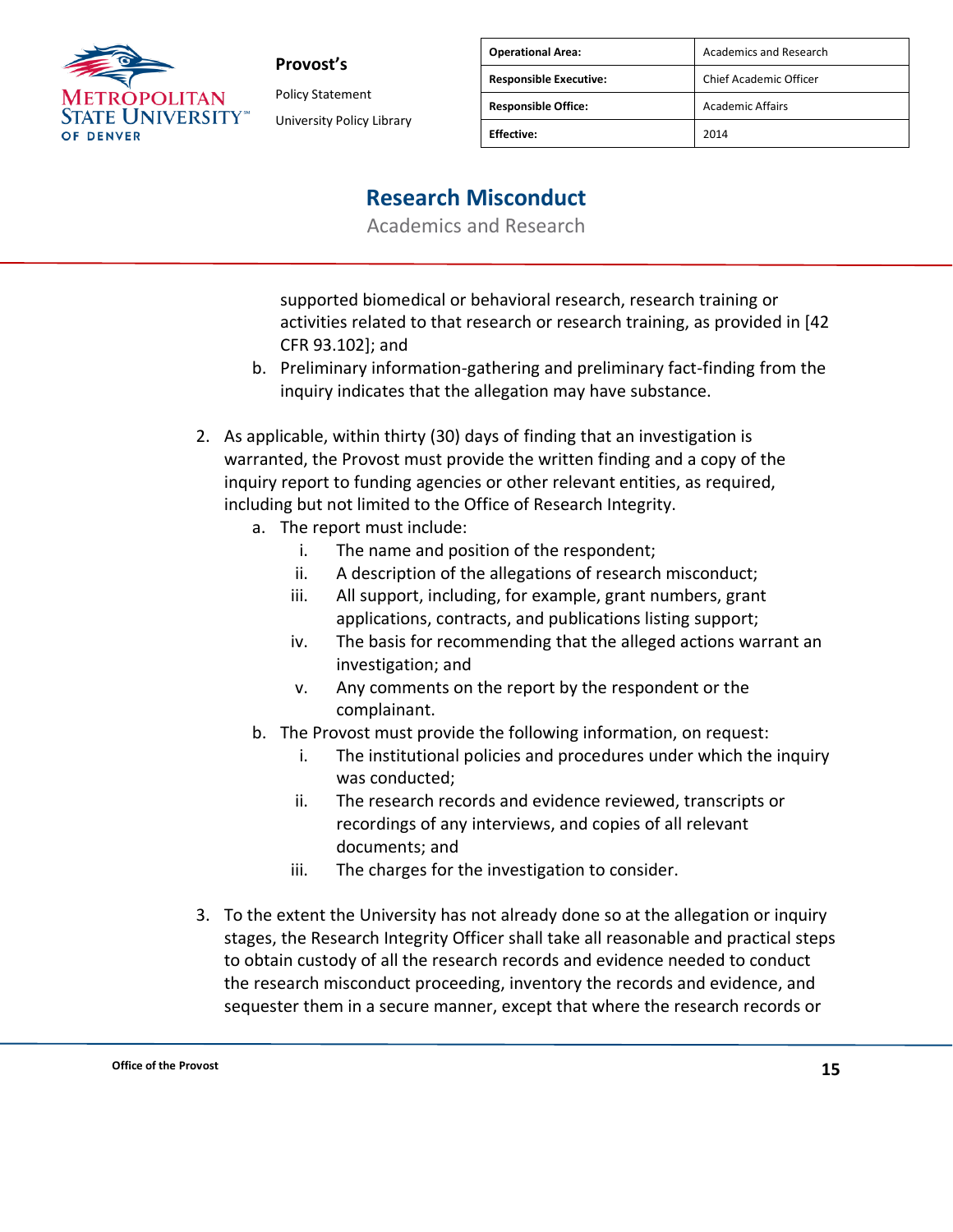supported biomedical or behavioral research, research training or activities related to that research or research training, as provided in [42 CFR 93.102]; and

b. Preliminary information-gathering and preliminary fact-finding from the inquiry indicates that the allegation may have substance.

2. As applicable, within thirty (30) days of finding that an investigation is warranted, the Provost must provide the written finding and a copy of the inquiry report to funding agencies or other relevant entities, as required, including but not limited to the Office of Research Integrity.
   a. The report must include:
      i. The name and position of the respondent;
      ii. A description of the allegations of research misconduct;
      iii. All support, including, for example, grant numbers, grant applications, contracts, and publications listing support;
      iv. The basis for recommending that the alleged actions warrant an investigation; and
      v. Any comments on the report by the respondent or the complainant.
   b. The Provost must provide the following information, on request:
      i. The institutional policies and procedures under which the inquiry was conducted;
      ii. The research records and evidence reviewed, transcripts or recordings of any interviews, and copies of all relevant documents; and
      iii. The charges for the investigation to consider.

3. To the extent the University has not already done so at the allegation or inquiry stages, the Research Integrity Officer shall take all reasonable and practical steps to obtain custody of all the research records and evidence needed to conduct the research misconduct proceeding, inventory the records and evidence, and sequester them in a secure manner, except that where the research records or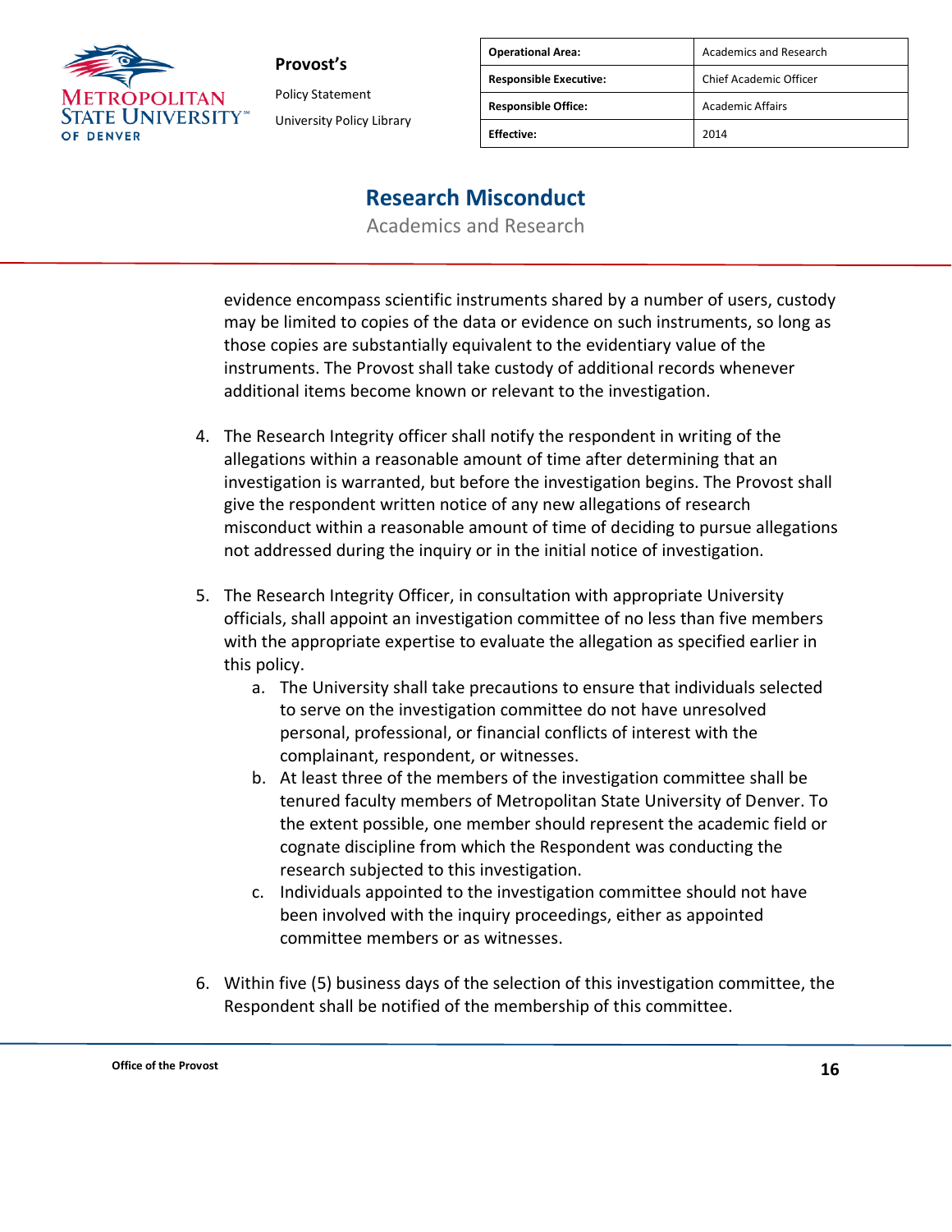evidence encompass scientific instruments shared by a number of users, custody may be limited to copies of the data or evidence on such instruments, so long as those copies are substantially equivalent to the evidentiary value of the instruments. The Provost shall take custody of additional records whenever additional items become known or relevant to the investigation.

4. The Research Integrity officer shall notify the respondent in writing of the allegations within a reasonable amount of time after determining that an investigation is warranted, but before the investigation begins. The Provost shall give the respondent written notice of any new allegations of research misconduct within a reasonable amount of time of deciding to pursue allegations not addressed during the inquiry or in the initial notice of investigation.

5. The Research Integrity Officer, in consultation with appropriate University officials, shall appoint an investigation committee of no less than five members with the appropriate expertise to evaluate the allegation as specified earlier in this policy.
   a. The University shall take precautions to ensure that individuals selected to serve on the investigation committee do not have unresolved personal, professional, or financial conflicts of interest with the complainant, respondent, or witnesses.
   b. At least three of the members of the investigation committee shall be tenured faculty members of Metropolitan State University of Denver. To the extent possible, one member should represent the academic field or cognate discipline from which the Respondent was conducting the research subjected to this investigation.
   c. Individuals appointed to the investigation committee should not have been involved with the inquiry proceedings, either as appointed committee members or as witnesses.

6. Within five (5) business days of the selection of this investigation committee, the Respondent shall be notified of the membership of this committee.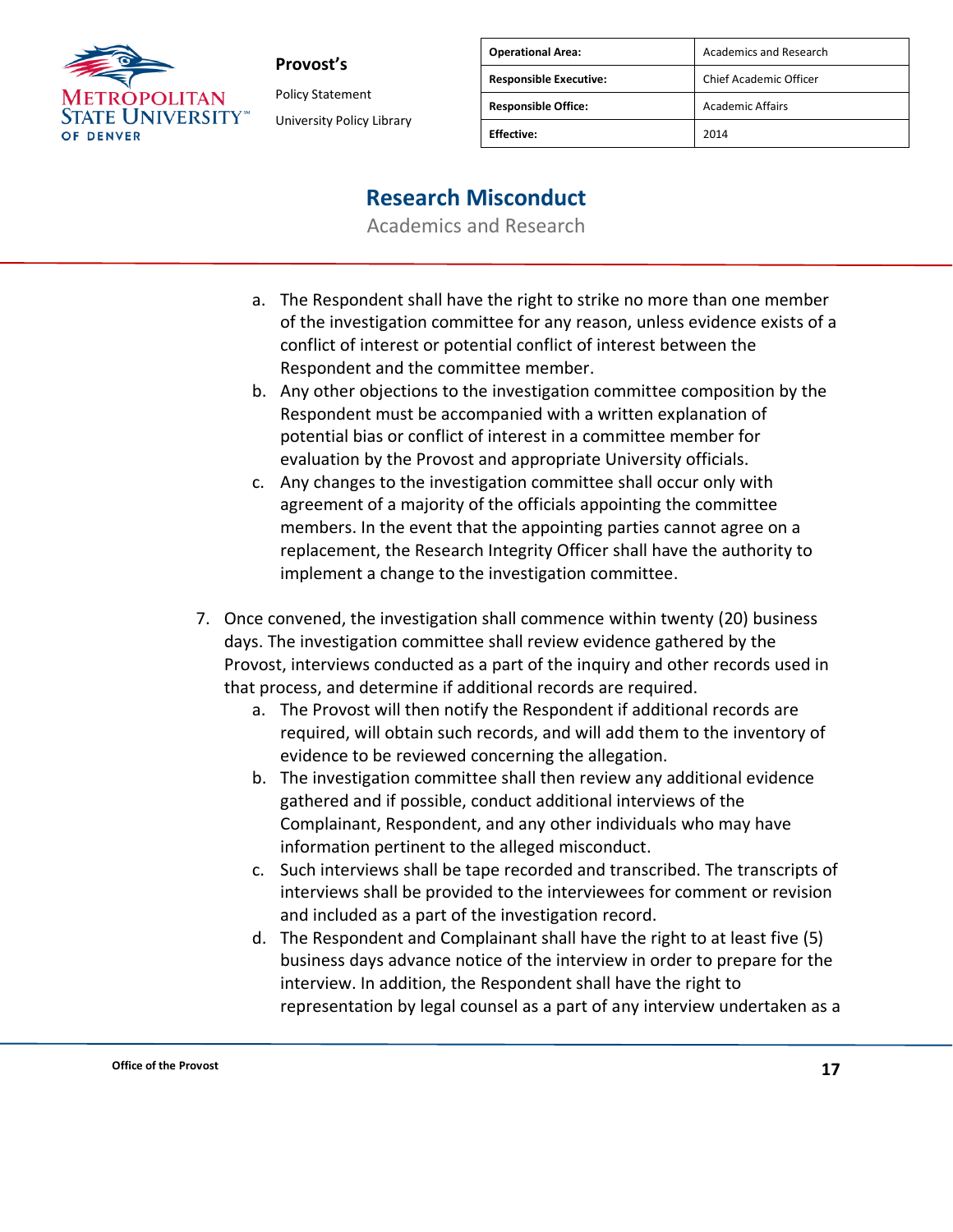a. The Respondent shall have the right to strike no more than one member of the investigation committee for any reason, unless evidence exists of a conflict of interest or potential conflict of interest between the Respondent and the committee member.
   b. Any other objections to the investigation committee composition by the Respondent must be accompanied with a written explanation of potential bias or conflict of interest in a committee member for evaluation by the Provost and appropriate University officials.
   c. Any changes to the investigation committee shall occur only with agreement of a majority of the officials appointing the committee members. In the event that the appointing parties cannot agree on a replacement, the Research Integrity Officer shall have the authority to implement a change to the investigation committee.

7. Once convened, the investigation shall commence within twenty (20) business days. The investigation committee shall review evidence gathered by the Provost, interviews conducted as a part of the inquiry and other records used in that process, and determine if additional records are required.
   a. The Provost will then notify the Respondent if additional records are required, will obtain such records, and will add them to the inventory of evidence to be reviewed concerning the allegation.
   b. The investigation committee shall then review any additional evidence gathered and if possible, conduct additional interviews of the Complainant, Respondent, and any other individuals who may have information pertinent to the alleged misconduct.
   c. Such interviews shall be tape recorded and transcribed. The transcripts of interviews shall be provided to the interviewees for comment or revision and included as a part of the investigation record.
   d. The Respondent and Complainant shall have the right to at least five (5) business days advance notice of the interview in order to prepare for the interview. In addition, the Respondent shall have the right to representation by legal counsel as a part of any interview undertaken as a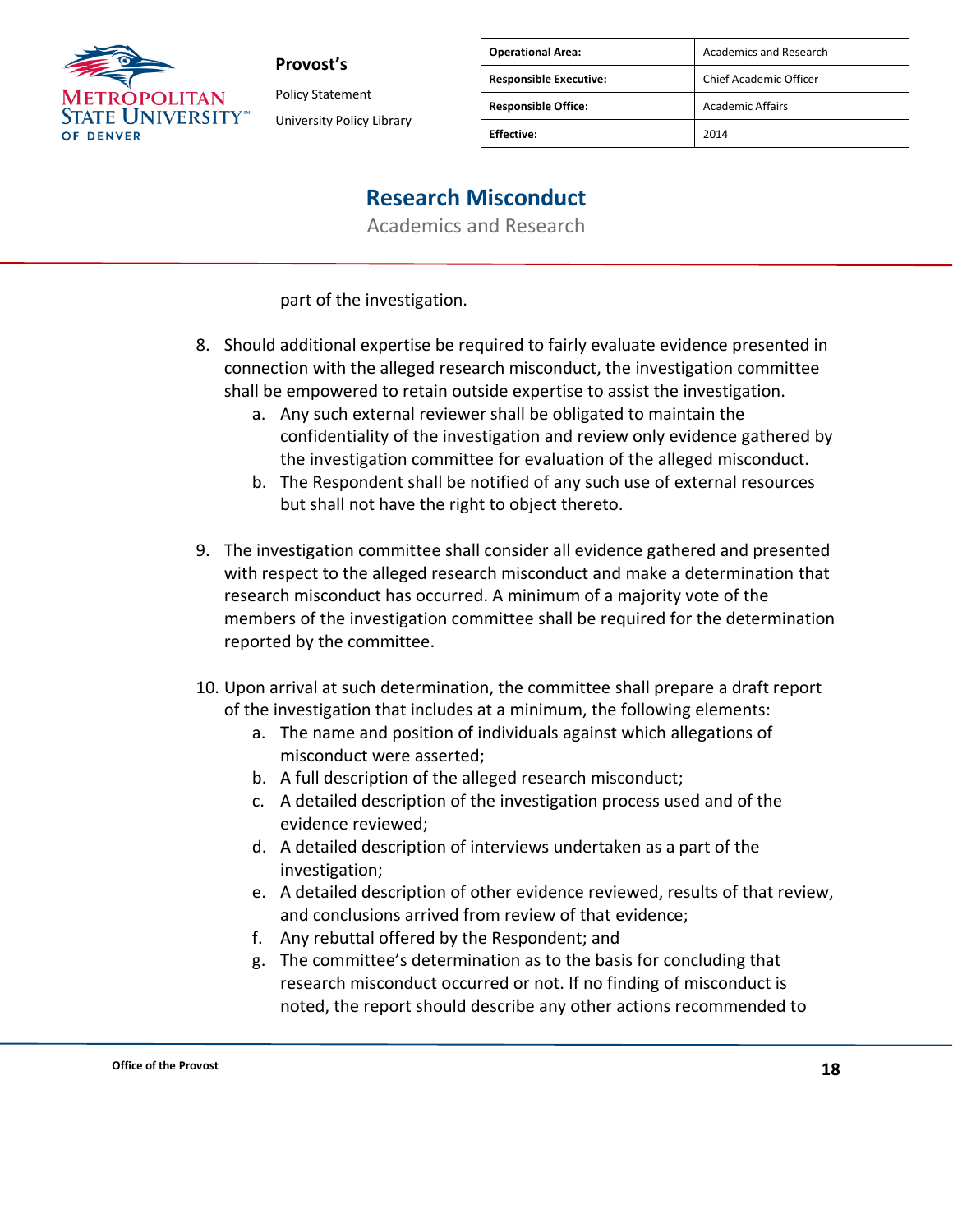part of the investigation.

8. Should additional expertise be required to fairly evaluate evidence presented in connection with the alleged research misconduct, the investigation committee shall be empowered to retain outside expertise to assist the investigation.
    a. Any such external reviewer shall be obligated to maintain the confidentiality of the investigation and review only evidence gathered by the investigation committee for evaluation of the alleged misconduct.
    b. The Respondent shall be notified of any such use of external resources but shall not have the right to object thereto.

9. The investigation committee shall consider all evidence gathered and presented with respect to the alleged research misconduct and make a determination that research misconduct has occurred. A minimum of a majority vote of the members of the investigation committee shall be required for the determination reported by the committee.

10. Upon arrival at such determination, the committee shall prepare a draft report of the investigation that includes at a minimum, the following elements:
    a. The name and position of individuals against which allegations of misconduct were asserted;
    b. A full description of the alleged research misconduct;
    c. A detailed description of the investigation process used and of the evidence reviewed;
    d. A detailed description of interviews undertaken as a part of the investigation;
    e. A detailed description of other evidence reviewed, results of that review, and conclusions arrived from review of that evidence;
    f. Any rebuttal offered by the Respondent; and
    g. The committee's determination as to the basis for concluding that research misconduct occurred or not. If no finding of misconduct is noted, the report should describe any other actions recommended to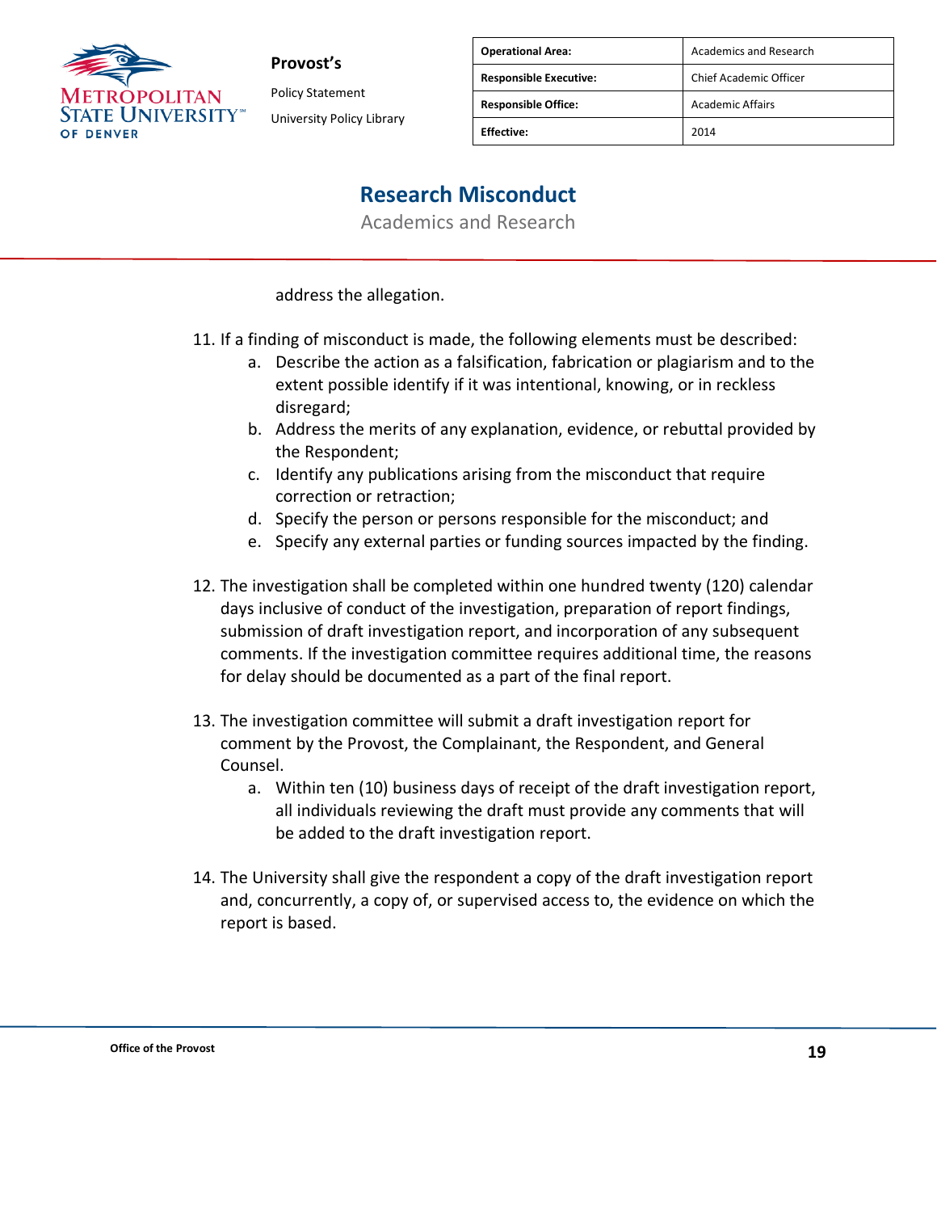address the allegation.

11. If a finding of misconduct is made, the following elements must be described:
    a. Describe the action as a falsification, fabrication or plagiarism and to the extent possible identify if it was intentional, knowing, or in reckless disregard;
    b. Address the merits of any explanation, evidence, or rebuttal provided by the Respondent;
    c. Identify any publications arising from the misconduct that require correction or retraction;
    d. Specify the person or persons responsible for the misconduct; and
    e. Specify any external parties or funding sources impacted by the finding.

12. The investigation shall be completed within one hundred twenty (120) calendar days inclusive of conduct of the investigation, preparation of report findings, submission of draft investigation report, and incorporation of any subsequent comments. If the investigation committee requires additional time, the reasons for delay should be documented as a part of the final report.

13. The investigation committee will submit a draft investigation report for comment by the Provost, the Complainant, the Respondent, and General Counsel.
    a. Within ten (10) business days of receipt of the draft investigation report, all individuals reviewing the draft must provide any comments that will be added to the draft investigation report.

14. The University shall give the respondent a copy of the draft investigation report and, concurrently, a copy of, or supervised access to, the evidence on which the report is based.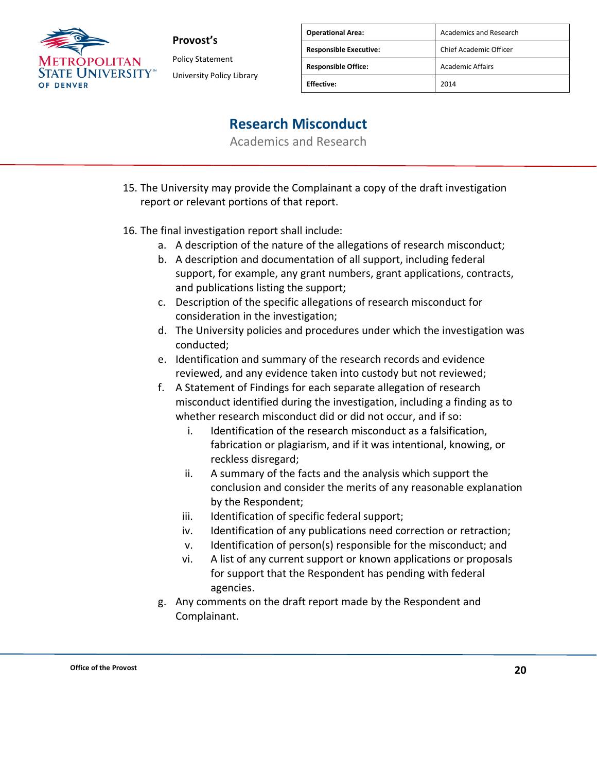15. The University may provide the Complainant a copy of the draft investigation report or relevant portions of that report.

16. The final investigation report shall include:
    a. A description of the nature of the allegations of research misconduct;
    b. A description and documentation of all support, including federal support, for example, any grant numbers, grant applications, contracts, and publications listing the support;
    c. Description of the specific allegations of research misconduct for consideration in the investigation;
    d. The University policies and procedures under which the investigation was conducted;
    e. Identification and summary of the research records and evidence reviewed, and any evidence taken into custody but not reviewed;
    f. A Statement of Findings for each separate allegation of research misconduct identified during the investigation, including a finding as to whether research misconduct did or did not occur, and if so:
        i. Identification of the research misconduct as a falsification, fabrication or plagiarism, and if it was intentional, knowing, or reckless disregard;
        ii. A summary of the facts and the analysis which support the conclusion and consider the merits of any reasonable explanation by the Respondent;
        iii. Identification of specific federal support;
        iv. Identification of any publications need correction or retraction;
        v. Identification of person(s) responsible for the misconduct; and
        vi. A list of any current support or known applications or proposals for support that the Respondent has pending with federal agencies.
    g. Any comments on the draft report made by the Respondent and Complainant.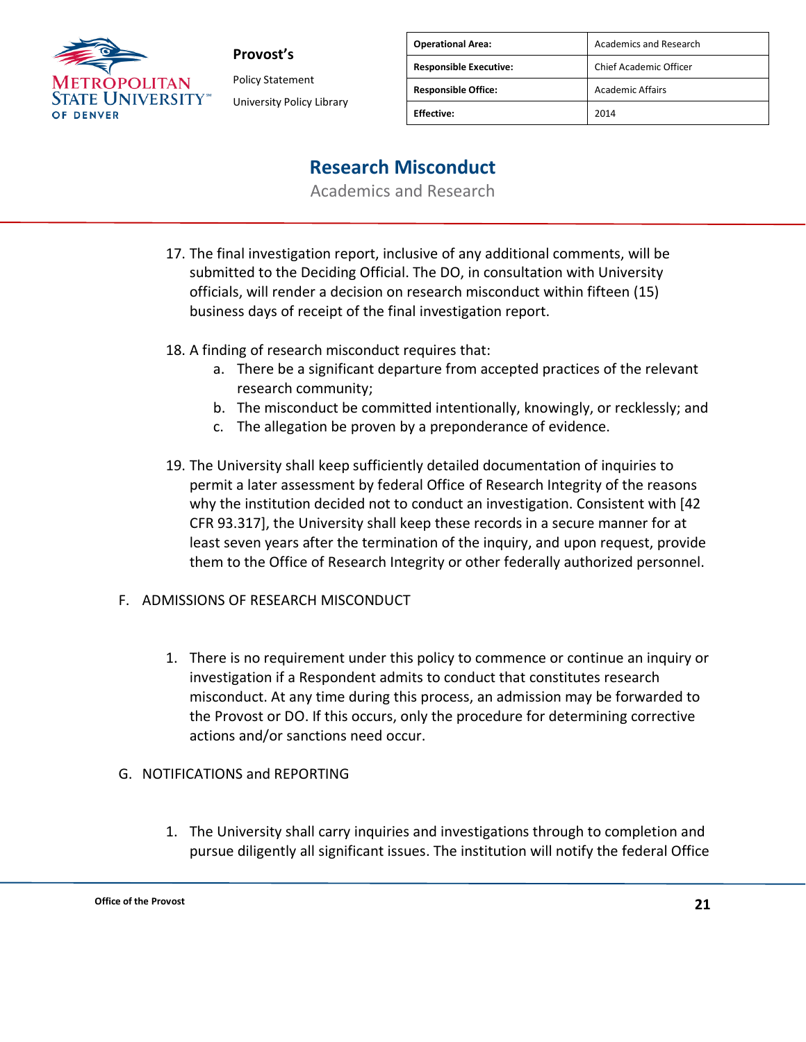17. The final investigation report, inclusive of any additional comments, will be submitted to the Deciding Official. The DO, in consultation with University officials, will render a decision on research misconduct within fifteen (15) business days of receipt of the final investigation report.

18. A finding of research misconduct requires that:
    a. There be a significant departure from accepted practices of the relevant research community;
    b. The misconduct be committed intentionally, knowingly, or recklessly; and
    c. The allegation be proven by a preponderance of evidence.

19. The University shall keep sufficiently detailed documentation of inquiries to permit a later assessment by federal Office of Research Integrity of the reasons why the institution decided not to conduct an investigation. Consistent with [42 CFR 93.317], the University shall keep these records in a secure manner for at least seven years after the termination of the inquiry, and upon request, provide them to the Office of Research Integrity or other federally authorized personnel.

F. ADMISSIONS OF RESEARCH MISCONDUCT

1. There is no requirement under this policy to commence or continue an inquiry or investigation if a Respondent admits to conduct that constitutes research misconduct. At any time during this process, an admission may be forwarded to the Provost or DO. If this occurs, only the procedure for determining corrective actions and/or sanctions need occur.

G. NOTIFICATIONS and REPORTING

1. The University shall carry inquiries and investigations through to completion and pursue diligently all significant issues. The institution will notify the federal Office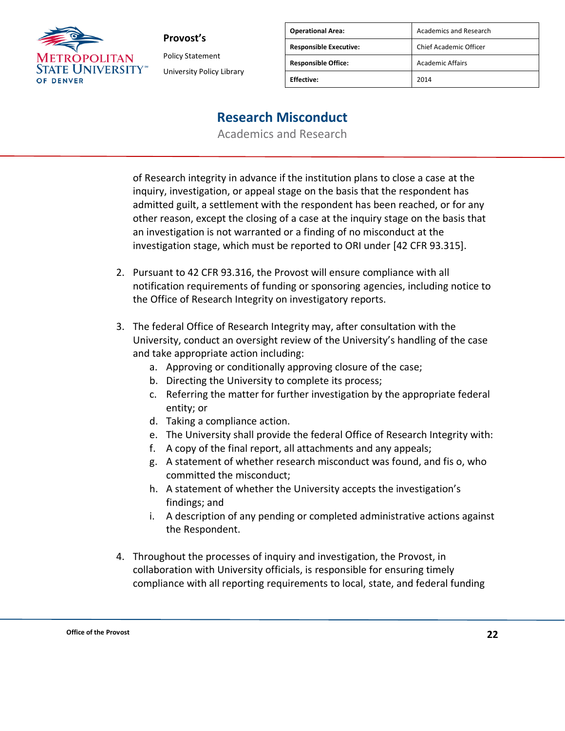of Research integrity in advance if the institution plans to close a case at the inquiry, investigation, or appeal stage on the basis that the respondent has admitted guilt, a settlement with the respondent has been reached, or for any other reason, except the closing of a case at the inquiry stage on the basis that an investigation is not warranted or a finding of no misconduct at the investigation stage, which must be reported to ORI under [42 CFR 93.315].

2. Pursuant to 42 CFR 93.316, the Provost will ensure compliance with all notification requirements of funding or sponsoring agencies, including notice to the Office of Research Integrity on investigatory reports.

3. The federal Office of Research Integrity may, after consultation with the University, conduct an oversight review of the University's handling of the case and take appropriate action including:
   a. Approving or conditionally approving closure of the case;
   b. Directing the University to complete its process;
   c. Referring the matter for further investigation by the appropriate federal entity; or
   d. Taking a compliance action.
   e. The University shall provide the federal Office of Research Integrity with:
   f. A copy of the final report, all attachments and any appeals;
   g. A statement of whether research misconduct was found, and fis o, who committed the misconduct;
   h. A statement of whether the University accepts the investigation's findings; and
   i. A description of any pending or completed administrative actions against the Respondent.

4. Throughout the processes of inquiry and investigation, the Provost, in collaboration with University officials, is responsible for ensuring timely compliance with all reporting requirements to local, state, and federal funding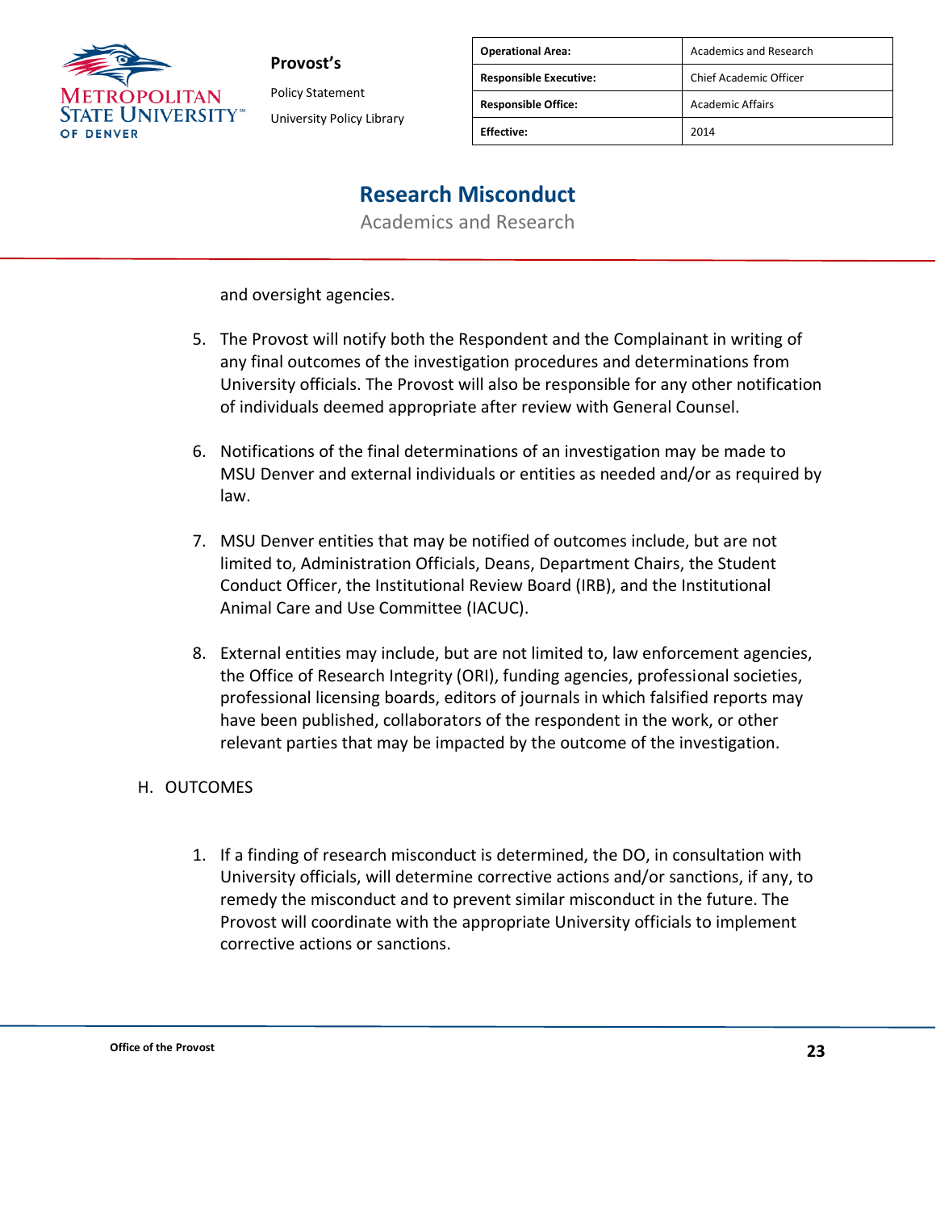and oversight agencies.

5. The Provost will notify both the Respondent and the Complainant in writing of any final outcomes of the investigation procedures and determinations from University officials. The Provost will also be responsible for any other notification of individuals deemed appropriate after review with General Counsel.

6. Notifications of the final determinations of an investigation may be made to MSU Denver and external individuals or entities as needed and/or as required by law.

7. MSU Denver entities that may be notified of outcomes include, but are not limited to, Administration Officials, Deans, Department Chairs, the Student Conduct Officer, the Institutional Review Board (IRB), and the Institutional Animal Care and Use Committee (IACUC).

8. External entities may include, but are not limited to, law enforcement agencies, the Office of Research Integrity (ORI), funding agencies, professional societies, professional licensing boards, editors of journals in which falsified reports may have been published, collaborators of the respondent in the work, or other relevant parties that may be impacted by the outcome of the investigation.

H. OUTCOMES

1. If a finding of research misconduct is determined, the DO, in consultation with University officials, will determine corrective actions and/or sanctions, if any, to remedy the misconduct and to prevent similar misconduct in the future. The Provost will coordinate with the appropriate University officials to implement corrective actions or sanctions.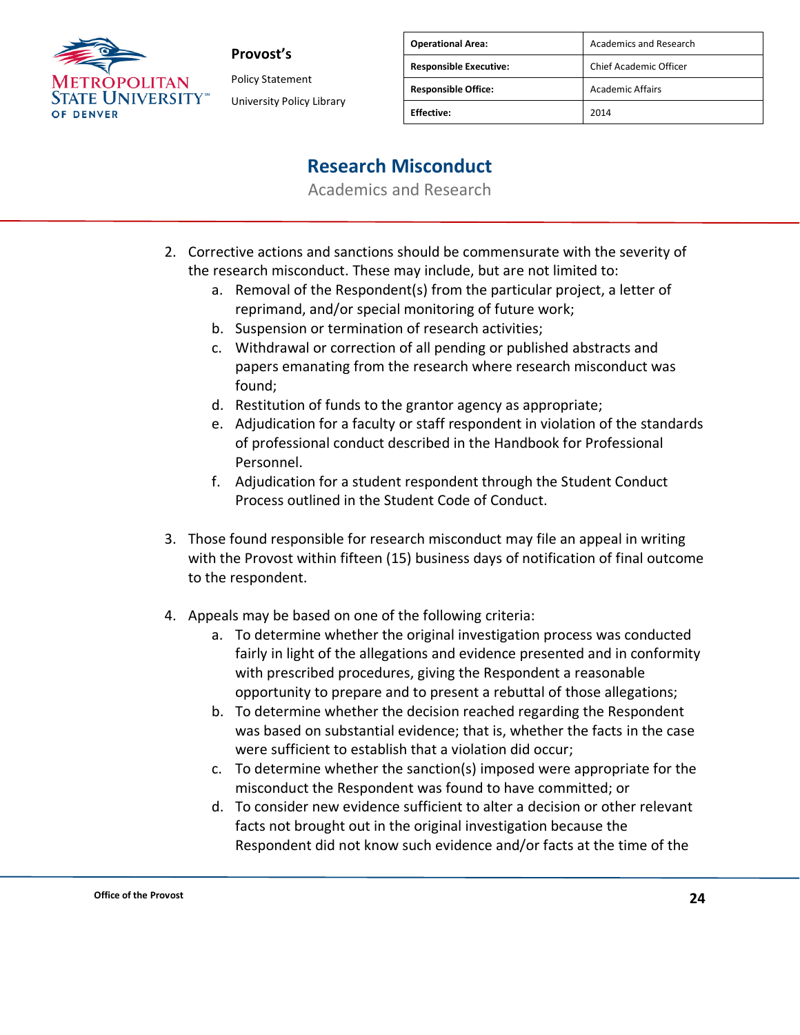2. Corrective actions and sanctions should be commensurate with the severity of the research misconduct. These may include, but are not limited to:
    a. Removal of the Respondent(s) from the particular project, a letter of reprimand, and/or special monitoring of future work;
    b. Suspension or termination of research activities;
    c. Withdrawal or correction of all pending or published abstracts and papers emanating from the research where research misconduct was found;
    d. Restitution of funds to the grantor agency as appropriate;
    e. Adjudication for a faculty or staff respondent in violation of the standards of professional conduct described in the Handbook for Professional Personnel.
    f. Adjudication for a student respondent through the Student Conduct Process outlined in the Student Code of Conduct.

3. Those found responsible for research misconduct may file an appeal in writing with the Provost within fifteen (15) business days of notification of final outcome to the respondent.

4. Appeals may be based on one of the following criteria:
    a. To determine whether the original investigation process was conducted fairly in light of the allegations and evidence presented and in conformity with prescribed procedures, giving the Respondent a reasonable opportunity to prepare and to present a rebuttal of those allegations;
    b. To determine whether the decision reached regarding the Respondent was based on substantial evidence; that is, whether the facts in the case were sufficient to establish that a violation did occur;
    c. To determine whether the sanction(s) imposed were appropriate for the misconduct the Respondent was found to have committed; or
    d. To consider new evidence sufficient to alter a decision or other relevant facts not brought out in the original investigation because the Respondent did not know such evidence and/or facts at the time of the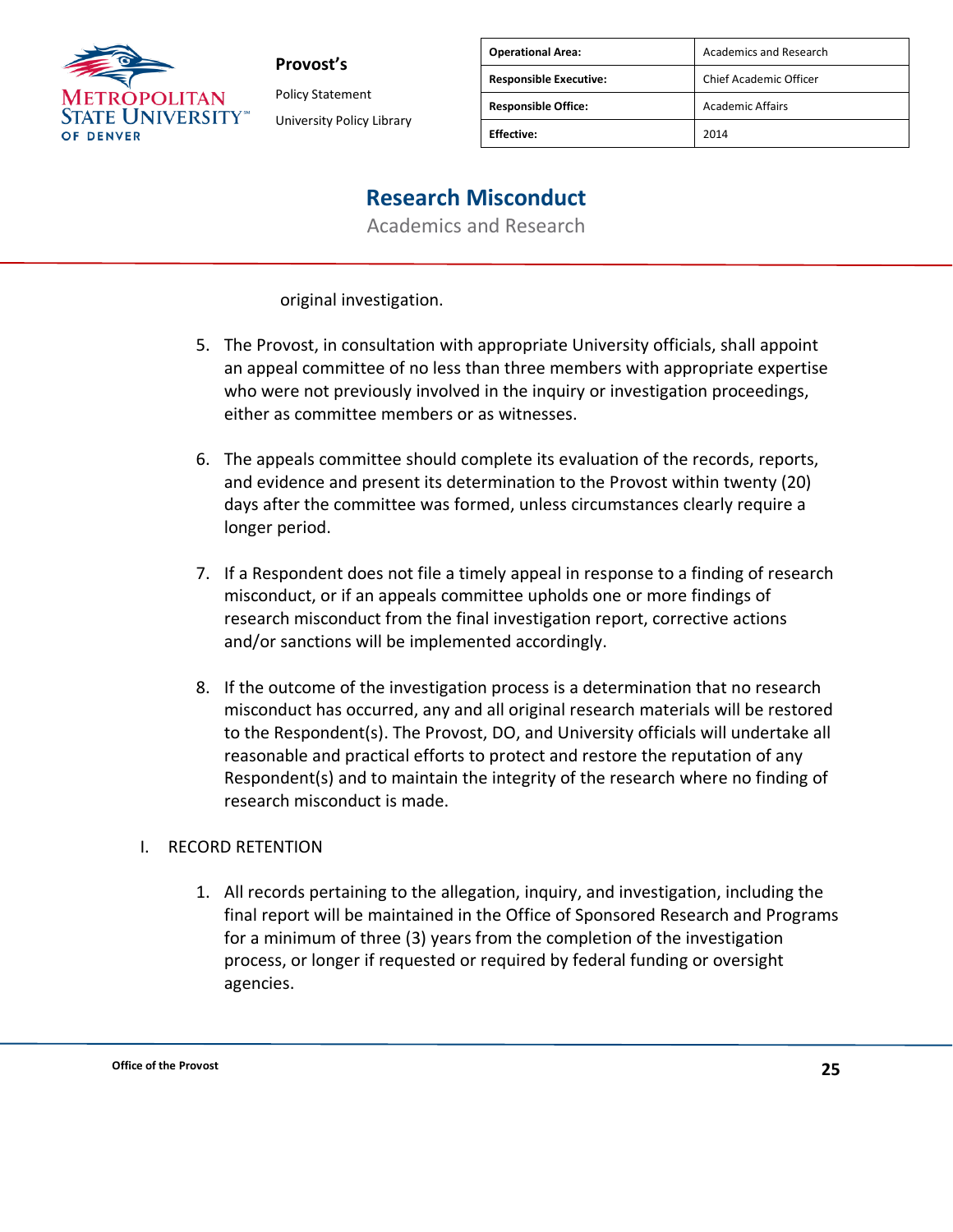original investigation.

5. The Provost, in consultation with appropriate University officials, shall appoint an appeal committee of no less than three members with appropriate expertise who were not previously involved in the inquiry or investigation proceedings, either as committee members or as witnesses.

6. The appeals committee should complete its evaluation of the records, reports, and evidence and present its determination to the Provost within twenty (20) days after the committee was formed, unless circumstances clearly require a longer period.

7. If a Respondent does not file a timely appeal in response to a finding of research misconduct, or if an appeals committee upholds one or more findings of research misconduct from the final investigation report, corrective actions and/or sanctions will be implemented accordingly.

8. If the outcome of the investigation process is a determination that no research misconduct has occurred, any and all original research materials will be restored to the Respondent(s). The Provost, DO, and University officials will undertake all reasonable and practical efforts to protect and restore the reputation of any Respondent(s) and to maintain the integrity of the research where no finding of research misconduct is made.

I. RECORD RETENTION

1. All records pertaining to the allegation, inquiry, and investigation, including the final report will be maintained in the Office of Sponsored Research and Programs for a minimum of three (3) years from the completion of the investigation process, or longer if requested or required by federal funding or oversight agencies.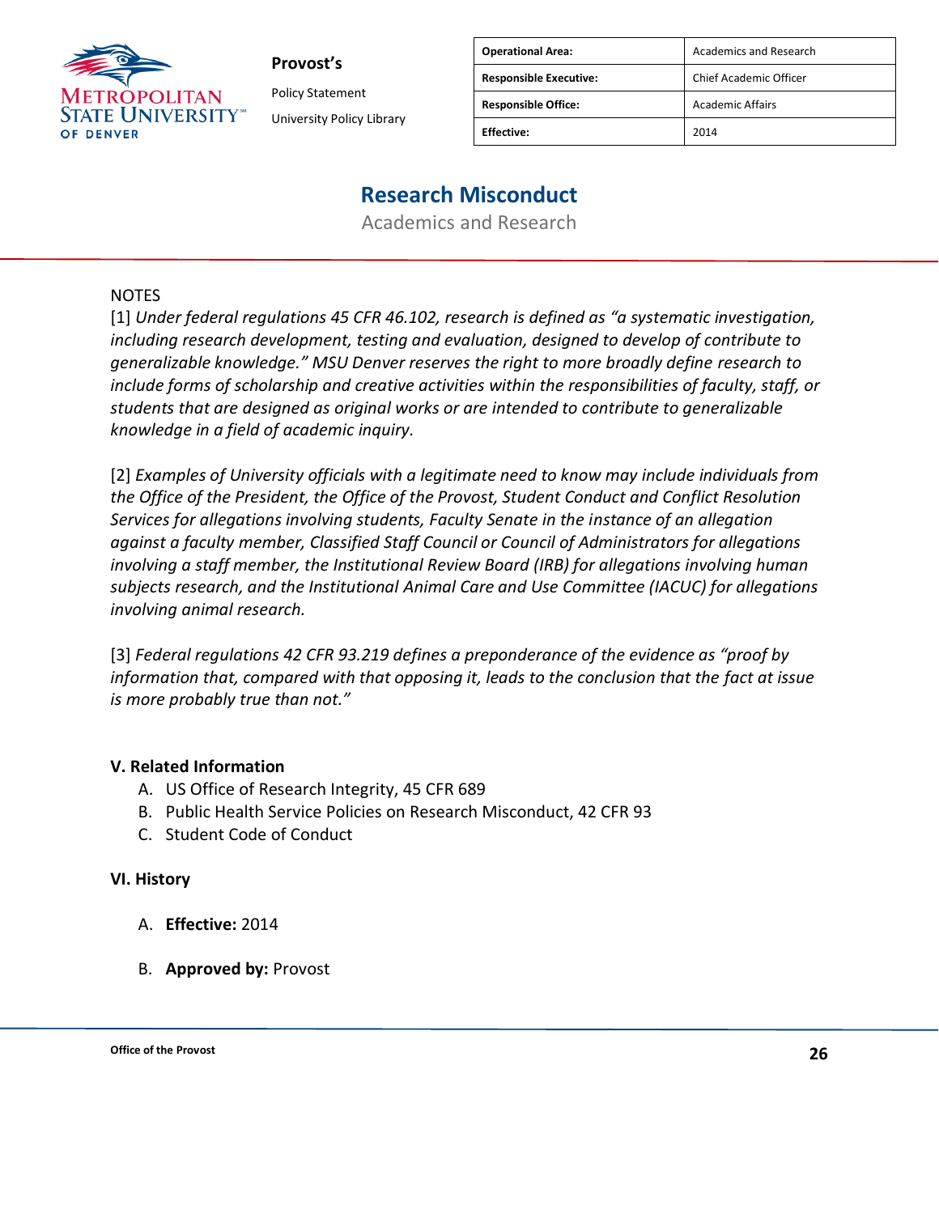| | |
|---|---|
| **Operational Area:** | Academics and Research |
| **Responsible Executive:** | Chief Academic Officer |
| **Responsible Office:** | Academic Affairs |
| **Effective:** | 2014 |

**Provost's**

Policy Statement

University Policy Library

# Research Misconduct

Academics and Research

NOTES

[1] *Under federal regulations 45 CFR 46.102, research is defined as "a systematic investigation, including research development, testing and evaluation, designed to develop of contribute to generalizable knowledge." MSU Denver reserves the right to more broadly define research to include forms of scholarship and creative activities within the responsibilities of faculty, staff, or students that are designed as original works or are intended to contribute to generalizable knowledge in a field of academic inquiry.*

[2] *Examples of University officials with a legitimate need to know may include individuals from the Office of the President, the Office of the Provost, Student Conduct and Conflict Resolution Services for allegations involving students, Faculty Senate in the instance of an allegation against a faculty member, Classified Staff Council or Council of Administrators for allegations involving a staff member, the Institutional Review Board (IRB) for allegations involving human subjects research, and the Institutional Animal Care and Use Committee (IACUC) for allegations involving animal research.*

[3] *Federal regulations 42 CFR 93.219 defines a preponderance of the evidence as "proof by information that, compared with that opposing it, leads to the conclusion that the fact at issue is more probably true than not."*

## V. Related Information

A. US Office of Research Integrity, 45 CFR 689
B. Public Health Service Policies on Research Misconduct, 42 CFR 93
C. Student Code of Conduct

## VI. History

A. **Effective:** 2014

B. **Approved by:** Provost